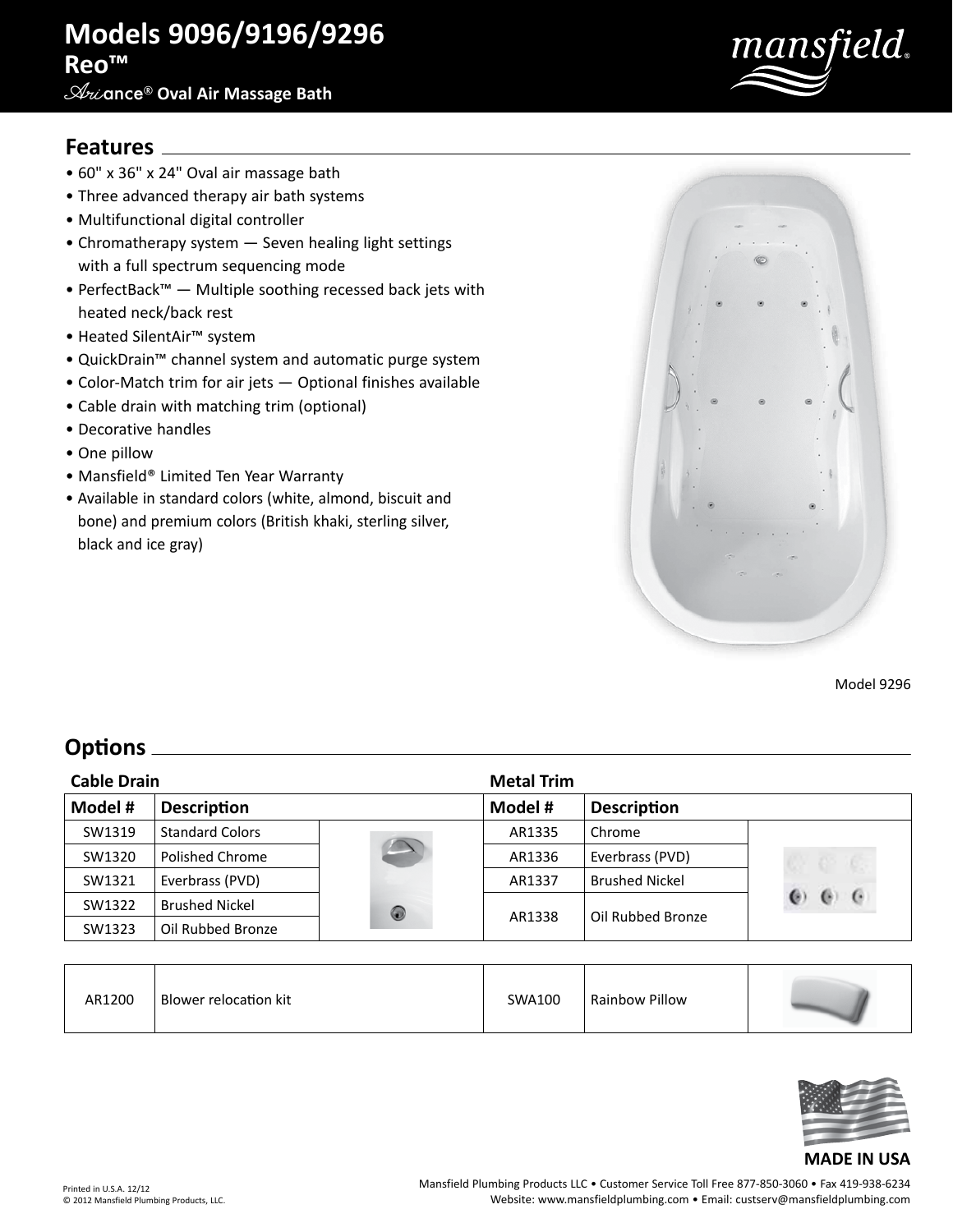# Models 9096/9196/9296

## Reo™

### Ariance® Oval Air Massage Bath

## Features

- 60" x 36" x 24" Oval air massage bath
- Three advanced therapy air bath systems
- Multifunctional digital controller
- Chromatherapy system — Seven healing light settings with a full spectrum sequencing mode
- PerfectBack™ — Multiple soothing recessed back jets with heated neck/back rest
- Heated SilentAir™ system
- QuickDrain™ channel system and automatic purge system
- Color-Match trim for air jets — Optional finishes available
- Cable drain with matching trim (optional)
- Decorative handles
- One pillow
- Mansfield® Limited Ten Year Warranty
- Available in standard colors (white, almond, biscuit and bone) and premium colors (British khaki, sterling silver, black and ice gray)

Model 9296

## Options

**Cable Drain**

| Model # | Description |
|---|---|
| SW1319 | Standard Colors |
| SW1320 | Polished Chrome |
| SW1321 | Everbrass (PVD) |
| SW1322 | Brushed Nickel |
| SW1323 | Oil Rubbed Bronze |

**Metal Trim**

| Model # | Description |
|---|---|
| AR1335 | Chrome |
| AR1336 | Everbrass (PVD) |
| AR1337 | Brushed Nickel |
| AR1338 | Oil Rubbed Bronze |

| | |
|---|---|
| AR1200 | Blower relocation kit |
| SWA100 | Rainbow Pillow |

**MADE IN USA**

Printed in U.S.A. 12/12
© 2012 Mansfield Plumbing Products, LLC.

Mansfield Plumbing Products LLC • Customer Service Toll Free 877-850-3060 • Fax 419-938-6234
Website: www.mansfieldplumbing.com • Email: custserv@mansfieldplumbing.com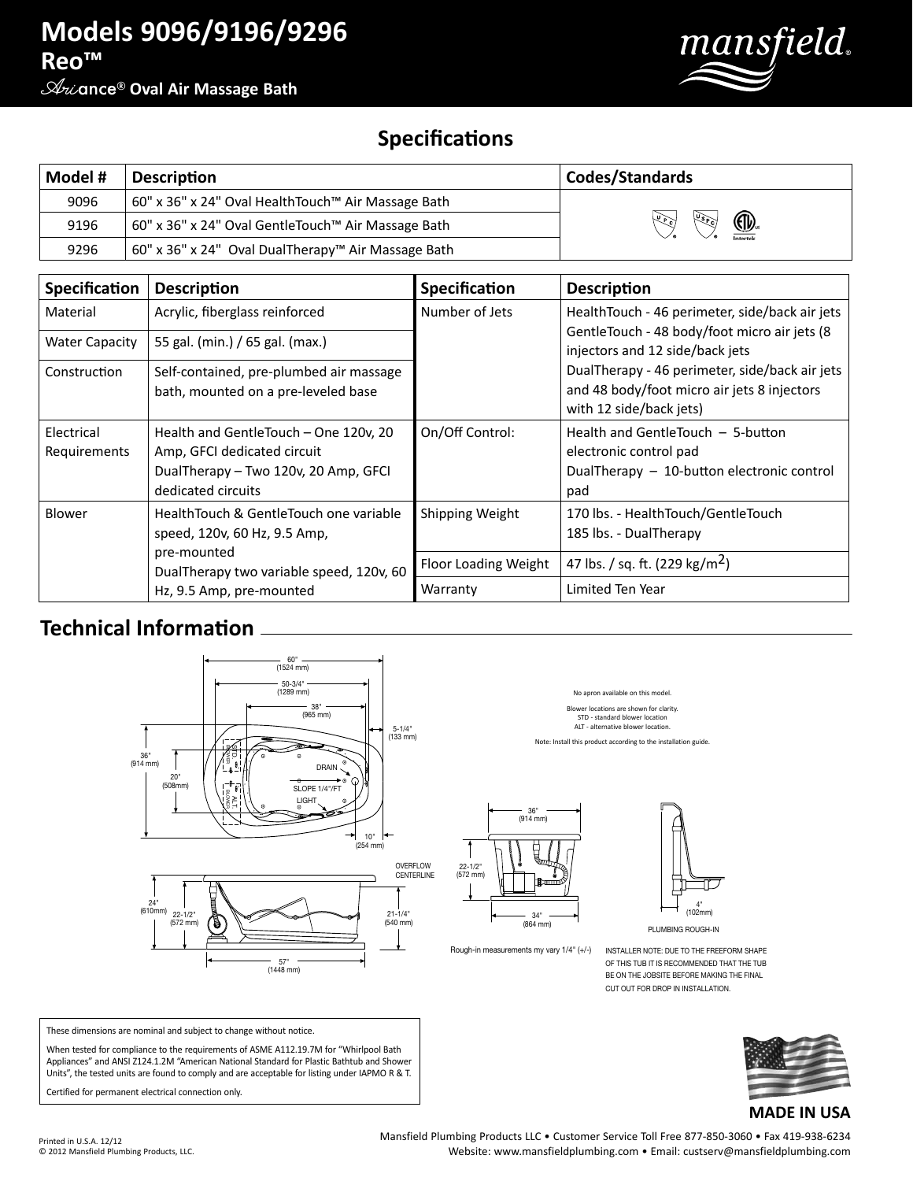# Models 9096/9196/9296

## Reo™

### Ariance® Oval Air Massage Bath

mansfield®

## Specifications

| Model # | Description | Codes/Standards |
|---|---|---|
| 9096 | 60" x 36" x 24" Oval HealthTouch™ Air Massage Bath | |
| 9196 | 60" x 36" x 24" Oval GentleTouch™ Air Massage Bath | |
| 9296 | 60" x 36" x 24" Oval DualTherapy™ Air Massage Bath | |

| Specification | Description | Specification | Description |
|---|---|---|---|
| Material | Acrylic, fiberglass reinforced | Number of Jets | HealthTouch - 46 perimeter, side/back air jets GentleTouch - 48 body/foot micro air jets (8 injectors and 12 side/back jets DualTherapy - 46 perimeter, side/back air jets and 48 body/foot micro air jets 8 injectors with 12 side/back jets) |
| Water Capacity | 55 gal. (min.) / 65 gal. (max.) | | |
| Construction | Self-contained, pre-plumbed air massage bath, mounted on a pre-leveled base | | |
| Electrical Requirements | Health and GentleTouch – One 120v, 20 Amp, GFCI dedicated circuit DualTherapy – Two 120v, 20 Amp, GFCI dedicated circuits | On/Off Control: | Health and GentleTouch – 5-button electronic control pad DualTherapy – 10-button electronic control pad |
| Blower | HealthTouch & GentleTouch one variable speed, 120v, 60 Hz, 9.5 Amp, pre-mounted DualTherapy two variable speed, 120v, 60 Hz, 9.5 Amp, pre-mounted | Shipping Weight | 170 lbs. - HealthTouch/GentleTouch 185 lbs. - DualTherapy |
| | | Floor Loading Weight | 47 lbs. / sq. ft. (229 kg/$m^2$) |
| | | Warranty | Limited Ten Year |

## Technical Information

60" (1524 mm)
50-3/4" (1289 mm)
38" (965 mm)
5-1/4" (133 mm)
36" (914 mm)
20" (508mm)
STD BLOWER
ALT BLOWER
DRAIN
SLOPE 1/4"/FT
LIGHT
10" (254 mm)

No apron available on this model.

Blower locations are shown for clarity.
STD - standard blower location
ALT - alternative blower location.

Note: Install this product according to the installation guide.

OVERFLOW CENTERLINE
24" (610mm)
22-1/2" (572 mm)
21-1/4" (540 mm)
57" (1448 mm)

36" (914 mm)
22-1/2" (572 mm)
34" (864 mm)

4" (102mm)
PLUMBING ROUGH-IN

Rough-in measurements my vary 1/4" (+/-)

INSTALLER NOTE: DUE TO THE FREEFORM SHAPE OF THIS TUB IT IS RECOMMENDED THAT THE TUB BE ON THE JOBSITE BEFORE MAKING THE FINAL CUT OUT FOR DROP IN INSTALLATION.

These dimensions are nominal and subject to change without notice.

When tested for compliance to the requirements of ASME A112.19.7M for "Whirlpool Bath Appliances" and ANSI Z124.1.2M "American National Standard for Plastic Bathtub and Shower Units", the tested units are found to comply and are acceptable for listing under IAPMO R & T.

Certified for permanent electrical connection only.

**MADE IN USA**

Printed in U.S.A. 12/12
© 2012 Mansfield Plumbing Products, LLC.

Mansfield Plumbing Products LLC • Customer Service Toll Free 877-850-3060 • Fax 419-938-6234
Website: www.mansfieldplumbing.com • Email: custserv@mansfieldplumbing.com